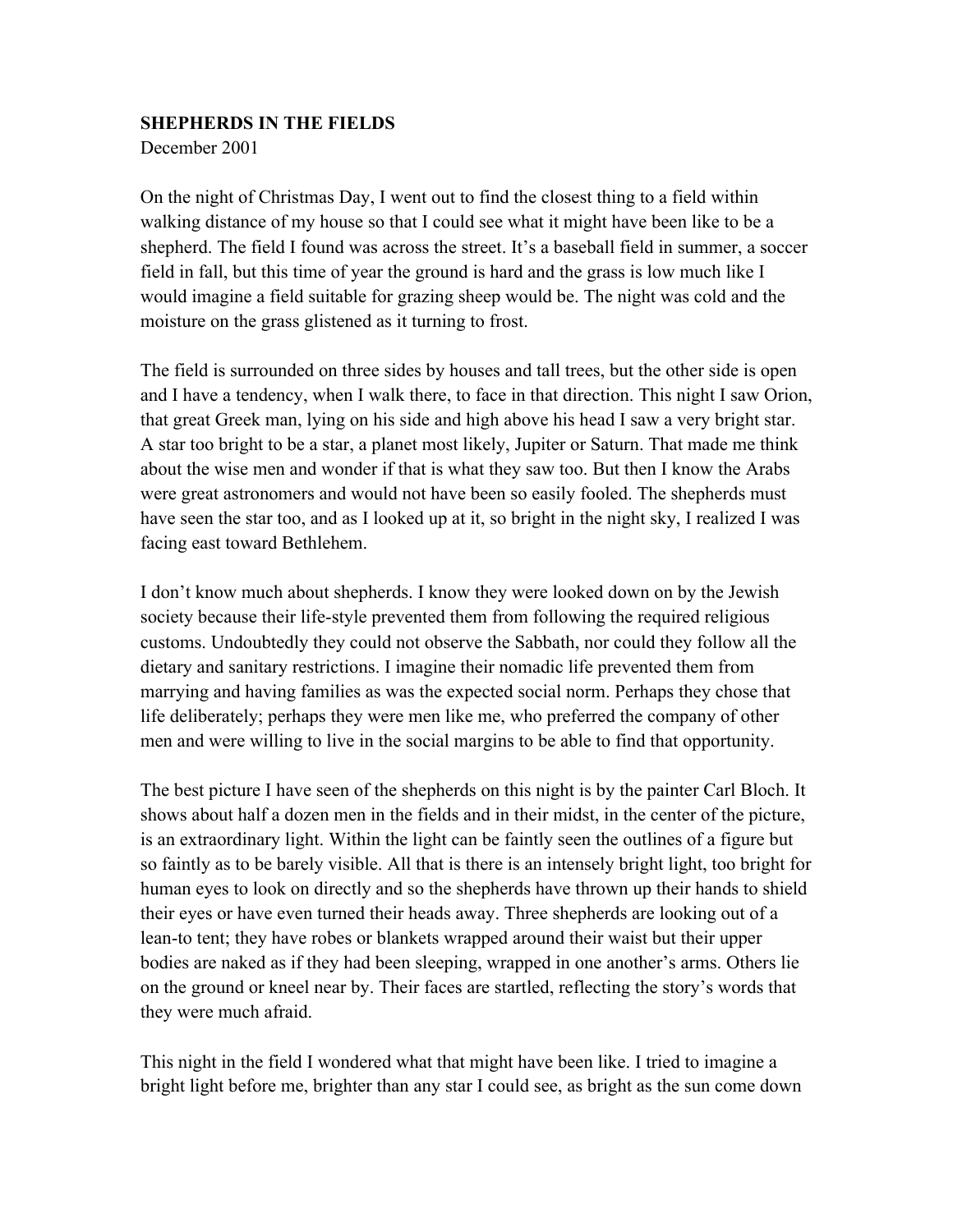**SHEPHERDS IN THE FIELDS**
December 2001

On the night of Christmas Day, I went out to find the closest thing to a field within walking distance of my house so that I could see what it might have been like to be a shepherd. The field I found was across the street. It's a baseball field in summer, a soccer field in fall, but this time of year the ground is hard and the grass is low much like I would imagine a field suitable for grazing sheep would be. The night was cold and the moisture on the grass glistened as it turning to frost.

The field is surrounded on three sides by houses and tall trees, but the other side is open and I have a tendency, when I walk there, to face in that direction. This night I saw Orion, that great Greek man, lying on his side and high above his head I saw a very bright star. A star too bright to be a star, a planet most likely, Jupiter or Saturn. That made me think about the wise men and wonder if that is what they saw too. But then I know the Arabs were great astronomers and would not have been so easily fooled. The shepherds must have seen the star too, and as I looked up at it, so bright in the night sky, I realized I was facing east toward Bethlehem.

I don't know much about shepherds. I know they were looked down on by the Jewish society because their life-style prevented them from following the required religious customs. Undoubtedly they could not observe the Sabbath, nor could they follow all the dietary and sanitary restrictions. I imagine their nomadic life prevented them from marrying and having families as was the expected social norm. Perhaps they chose that life deliberately; perhaps they were men like me, who preferred the company of other men and were willing to live in the social margins to be able to find that opportunity.

The best picture I have seen of the shepherds on this night is by the painter Carl Bloch. It shows about half a dozen men in the fields and in their midst, in the center of the picture, is an extraordinary light. Within the light can be faintly seen the outlines of a figure but so faintly as to be barely visible. All that is there is an intensely bright light, too bright for human eyes to look on directly and so the shepherds have thrown up their hands to shield their eyes or have even turned their heads away. Three shepherds are looking out of a lean-to tent; they have robes or blankets wrapped around their waist but their upper bodies are naked as if they had been sleeping, wrapped in one another's arms. Others lie on the ground or kneel near by. Their faces are startled, reflecting the story's words that they were much afraid.

This night in the field I wondered what that might have been like. I tried to imagine a bright light before me, brighter than any star I could see, as bright as the sun come down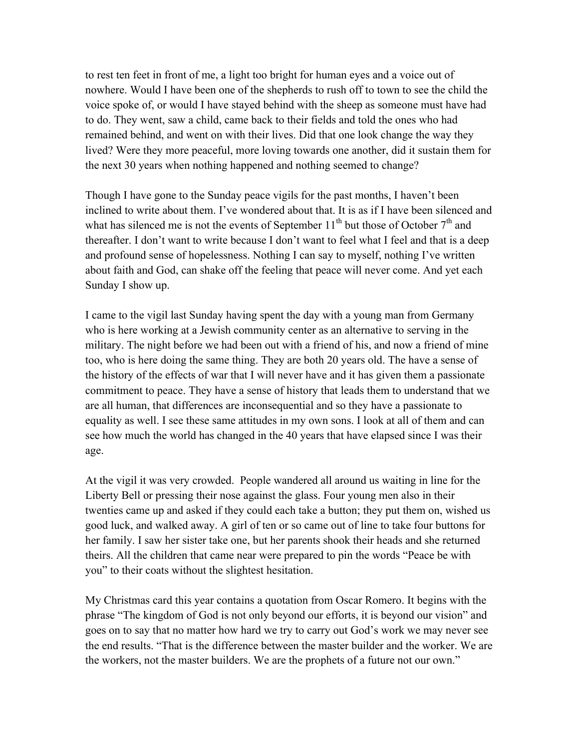to rest ten feet in front of me, a light too bright for human eyes and a voice out of nowhere. Would I have been one of the shepherds to rush off to town to see the child the voice spoke of, or would I have stayed behind with the sheep as someone must have had to do. They went, saw a child, came back to their fields and told the ones who had remained behind, and went on with their lives. Did that one look change the way they lived? Were they more peaceful, more loving towards one another, did it sustain them for the next 30 years when nothing happened and nothing seemed to change?

Though I have gone to the Sunday peace vigils for the past months, I haven't been inclined to write about them. I've wondered about that. It is as if I have been silenced and what has silenced me is not the events of September 11th but those of October 7th and thereafter. I don't want to write because I don't want to feel what I feel and that is a deep and profound sense of hopelessness. Nothing I can say to myself, nothing I've written about faith and God, can shake off the feeling that peace will never come. And yet each Sunday I show up.

I came to the vigil last Sunday having spent the day with a young man from Germany who is here working at a Jewish community center as an alternative to serving in the military. The night before we had been out with a friend of his, and now a friend of mine too, who is here doing the same thing. They are both 20 years old. The have a sense of the history of the effects of war that I will never have and it has given them a passionate commitment to peace. They have a sense of history that leads them to understand that we are all human, that differences are inconsequential and so they have a passionate to equality as well. I see these same attitudes in my own sons. I look at all of them and can see how much the world has changed in the 40 years that have elapsed since I was their age.

At the vigil it was very crowded. People wandered all around us waiting in line for the Liberty Bell or pressing their nose against the glass. Four young men also in their twenties came up and asked if they could each take a button; they put them on, wished us good luck, and walked away. A girl of ten or so came out of line to take four buttons for her family. I saw her sister take one, but her parents shook their heads and she returned theirs. All the children that came near were prepared to pin the words "Peace be with you" to their coats without the slightest hesitation.

My Christmas card this year contains a quotation from Oscar Romero. It begins with the phrase "The kingdom of God is not only beyond our efforts, it is beyond our vision" and goes on to say that no matter how hard we try to carry out God's work we may never see the end results. "That is the difference between the master builder and the worker. We are the workers, not the master builders. We are the prophets of a future not our own."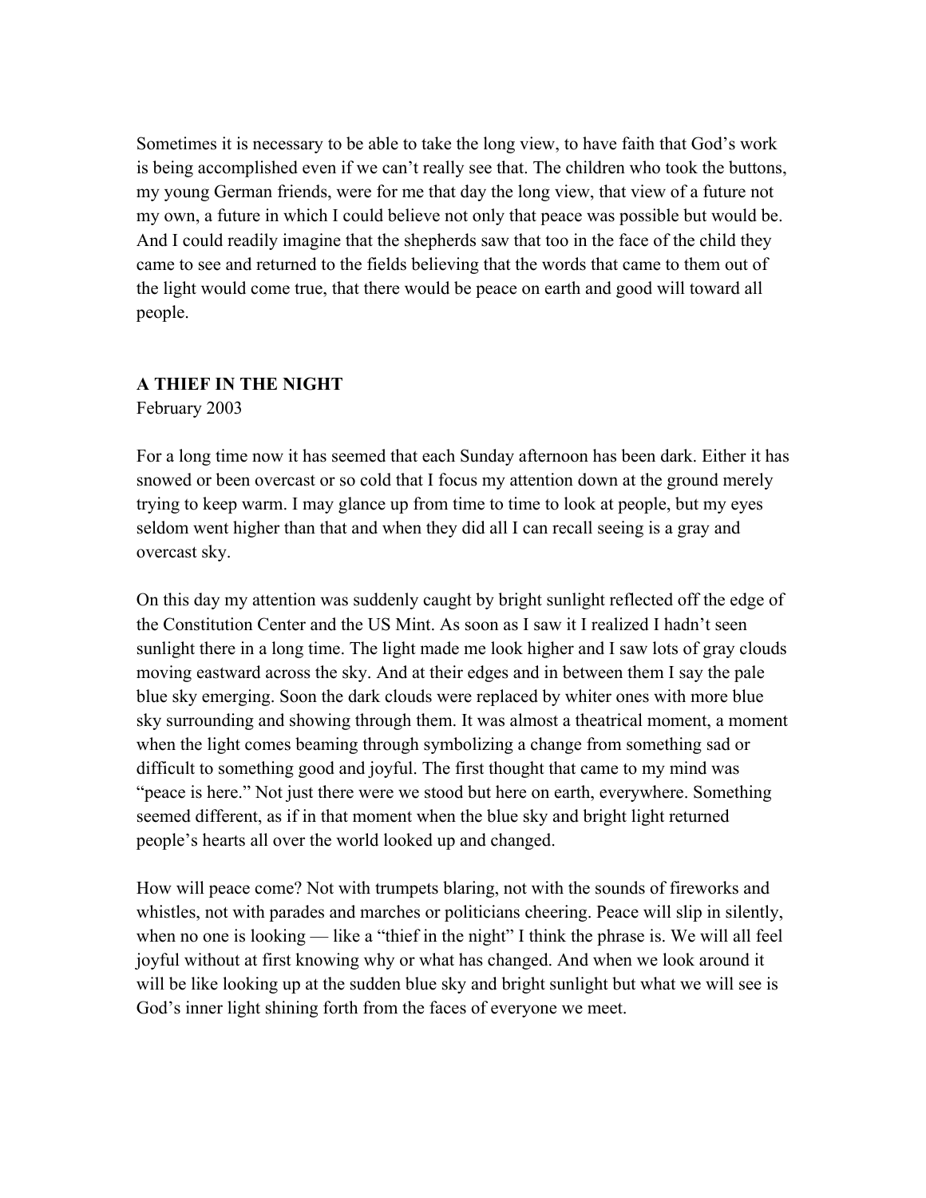Sometimes it is necessary to be able to take the long view, to have faith that God's work is being accomplished even if we can't really see that. The children who took the buttons, my young German friends, were for me that day the long view, that view of a future not my own, a future in which I could believe not only that peace was possible but would be. And I could readily imagine that the shepherds saw that too in the face of the child they came to see and returned to the fields believing that the words that came to them out of the light would come true, that there would be peace on earth and good will toward all people.

**A THIEF IN THE NIGHT**
February 2003

For a long time now it has seemed that each Sunday afternoon has been dark. Either it has snowed or been overcast or so cold that I focus my attention down at the ground merely trying to keep warm. I may glance up from time to time to look at people, but my eyes seldom went higher than that and when they did all I can recall seeing is a gray and overcast sky.

On this day my attention was suddenly caught by bright sunlight reflected off the edge of the Constitution Center and the US Mint. As soon as I saw it I realized I hadn't seen sunlight there in a long time. The light made me look higher and I saw lots of gray clouds moving eastward across the sky. And at their edges and in between them I say the pale blue sky emerging. Soon the dark clouds were replaced by whiter ones with more blue sky surrounding and showing through them. It was almost a theatrical moment, a moment when the light comes beaming through symbolizing a change from something sad or difficult to something good and joyful. The first thought that came to my mind was "peace is here." Not just there were we stood but here on earth, everywhere. Something seemed different, as if in that moment when the blue sky and bright light returned people's hearts all over the world looked up and changed.

How will peace come? Not with trumpets blaring, not with the sounds of fireworks and whistles, not with parades and marches or politicians cheering. Peace will slip in silently, when no one is looking — like a "thief in the night" I think the phrase is. We will all feel joyful without at first knowing why or what has changed. And when we look around it will be like looking up at the sudden blue sky and bright sunlight but what we will see is God's inner light shining forth from the faces of everyone we meet.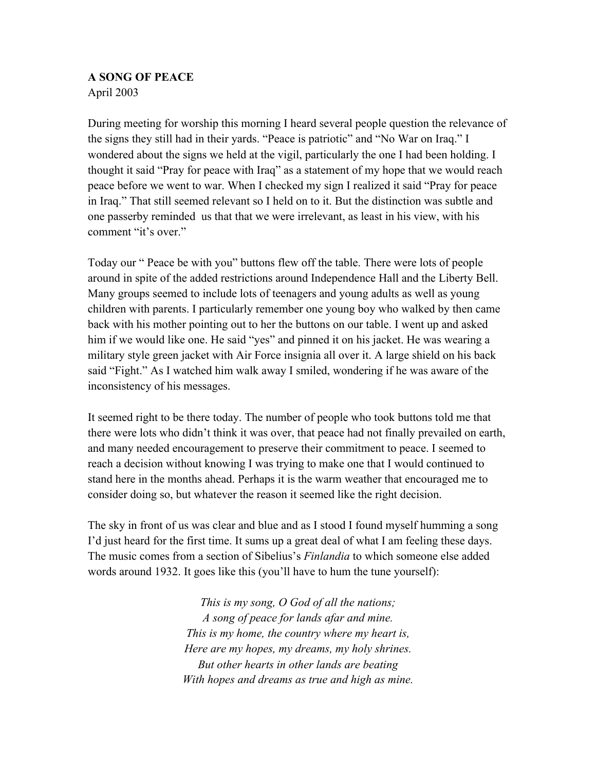**A SONG OF PEACE**
April 2003

During meeting for worship this morning I heard several people question the relevance of the signs they still had in their yards. “Peace is patriotic” and “No War on Iraq.” I wondered about the signs we held at the vigil, particularly the one I had been holding. I thought it said “Pray for peace with Iraq” as a statement of my hope that we would reach peace before we went to war. When I checked my sign I realized it said “Pray for peace in Iraq.” That still seemed relevant so I held on to it. But the distinction was subtle and one passerby reminded  us that that we were irrelevant, as least in his view, with his comment “it’s over.”

Today our “ Peace be with you” buttons flew off the table. There were lots of people around in spite of the added restrictions around Independence Hall and the Liberty Bell. Many groups seemed to include lots of teenagers and young adults as well as young children with parents. I particularly remember one young boy who walked by then came back with his mother pointing out to her the buttons on our table. I went up and asked him if we would like one. He said “yes” and pinned it on his jacket. He was wearing a military style green jacket with Air Force insignia all over it. A large shield on his back said “Fight.” As I watched him walk away I smiled, wondering if he was aware of the inconsistency of his messages.

It seemed right to be there today. The number of people who took buttons told me that there were lots who didn’t think it was over, that peace had not finally prevailed on earth, and many needed encouragement to preserve their commitment to peace. I seemed to reach a decision without knowing I was trying to make one that I would continued to stand here in the months ahead. Perhaps it is the warm weather that encouraged me to consider doing so, but whatever the reason it seemed like the right decision.

The sky in front of us was clear and blue and as I stood I found myself humming a song I’d just heard for the first time. It sums up a great deal of what I am feeling these days. The music comes from a section of Sibelius’s *Finlandia* to which someone else added words around 1932. It goes like this (you’ll have to hum the tune yourself):

*This is my song, O God of all the nations;*
*A song of peace for lands afar and mine.*
*This is my home, the country where my heart is,*
*Here are my hopes, my dreams, my holy shrines.*
*But other hearts in other lands are beating*
*With hopes and dreams as true and high as mine.*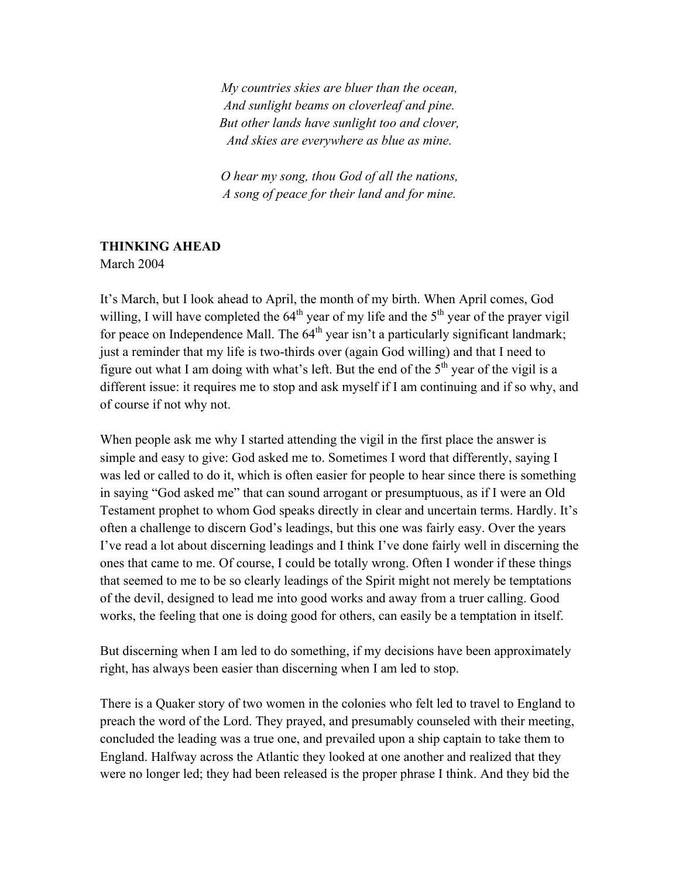*My countries skies are bluer than the ocean,*
*And sunlight beams on cloverleaf and pine.*
*But other lands have sunlight too and clover,*
*And skies are everywhere as blue as mine.*

*O hear my song, thou God of all the nations,*
*A song of peace for their land and for mine.*

**THINKING AHEAD**
March 2004

It's March, but I look ahead to April, the month of my birth. When April comes, God willing, I will have completed the 64th year of my life and the 5th year of the prayer vigil for peace on Independence Mall. The 64th year isn't a particularly significant landmark; just a reminder that my life is two-thirds over (again God willing) and that I need to figure out what I am doing with what's left. But the end of the 5th year of the vigil is a different issue: it requires me to stop and ask myself if I am continuing and if so why, and of course if not why not.

When people ask me why I started attending the vigil in the first place the answer is simple and easy to give: God asked me to. Sometimes I word that differently, saying I was led or called to do it, which is often easier for people to hear since there is something in saying "God asked me" that can sound arrogant or presumptuous, as if I were an Old Testament prophet to whom God speaks directly in clear and uncertain terms. Hardly. It's often a challenge to discern God's leadings, but this one was fairly easy. Over the years I've read a lot about discerning leadings and I think I've done fairly well in discerning the ones that came to me. Of course, I could be totally wrong. Often I wonder if these things that seemed to me to be so clearly leadings of the Spirit might not merely be temptations of the devil, designed to lead me into good works and away from a truer calling. Good works, the feeling that one is doing good for others, can easily be a temptation in itself.

But discerning when I am led to do something, if my decisions have been approximately right, has always been easier than discerning when I am led to stop.

There is a Quaker story of two women in the colonies who felt led to travel to England to preach the word of the Lord. They prayed, and presumably counseled with their meeting, concluded the leading was a true one, and prevailed upon a ship captain to take them to England. Halfway across the Atlantic they looked at one another and realized that they were no longer led; they had been released is the proper phrase I think. And they bid the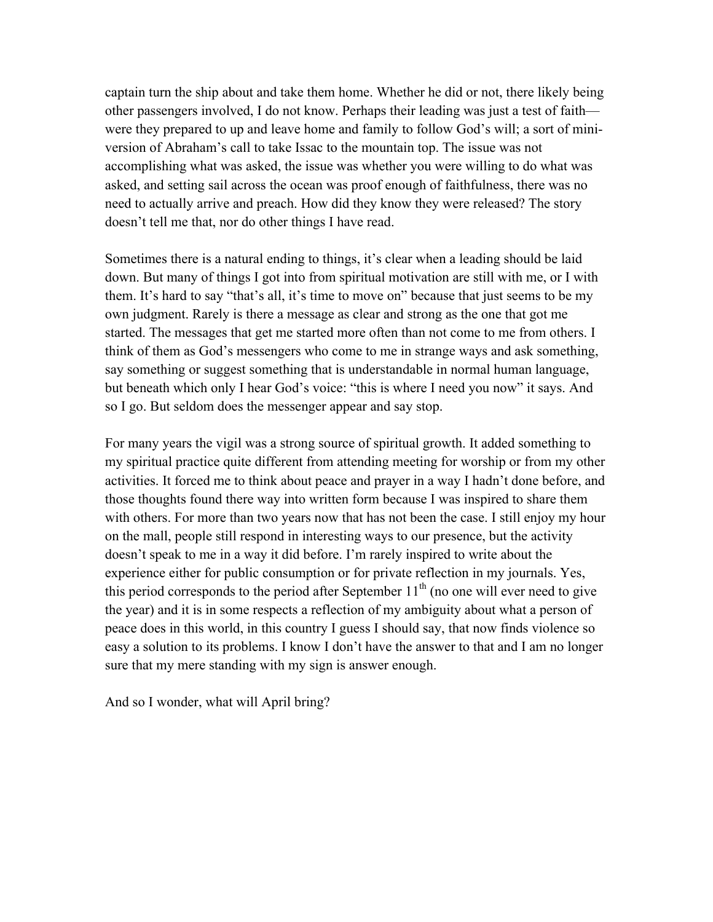captain turn the ship about and take them home. Whether he did or not, there likely being other passengers involved, I do not know. Perhaps their leading was just a test of faith—were they prepared to up and leave home and family to follow God's will; a sort of mini-version of Abraham's call to take Issac to the mountain top. The issue was not accomplishing what was asked, the issue was whether you were willing to do what was asked, and setting sail across the ocean was proof enough of faithfulness, there was no need to actually arrive and preach. How did they know they were released? The story doesn't tell me that, nor do other things I have read.

Sometimes there is a natural ending to things, it's clear when a leading should be laid down. But many of things I got into from spiritual motivation are still with me, or I with them. It's hard to say "that's all, it's time to move on" because that just seems to be my own judgment. Rarely is there a message as clear and strong as the one that got me started. The messages that get me started more often than not come to me from others. I think of them as God's messengers who come to me in strange ways and ask something, say something or suggest something that is understandable in normal human language, but beneath which only I hear God's voice: "this is where I need you now" it says. And so I go. But seldom does the messenger appear and say stop.

For many years the vigil was a strong source of spiritual growth. It added something to my spiritual practice quite different from attending meeting for worship or from my other activities. It forced me to think about peace and prayer in a way I hadn't done before, and those thoughts found there way into written form because I was inspired to share them with others. For more than two years now that has not been the case. I still enjoy my hour on the mall, people still respond in interesting ways to our presence, but the activity doesn't speak to me in a way it did before. I'm rarely inspired to write about the experience either for public consumption or for private reflection in my journals. Yes, this period corresponds to the period after September 11th (no one will ever need to give the year) and it is in some respects a reflection of my ambiguity about what a person of peace does in this world, in this country I guess I should say, that now finds violence so easy a solution to its problems. I know I don't have the answer to that and I am no longer sure that my mere standing with my sign is answer enough.

And so I wonder, what will April bring?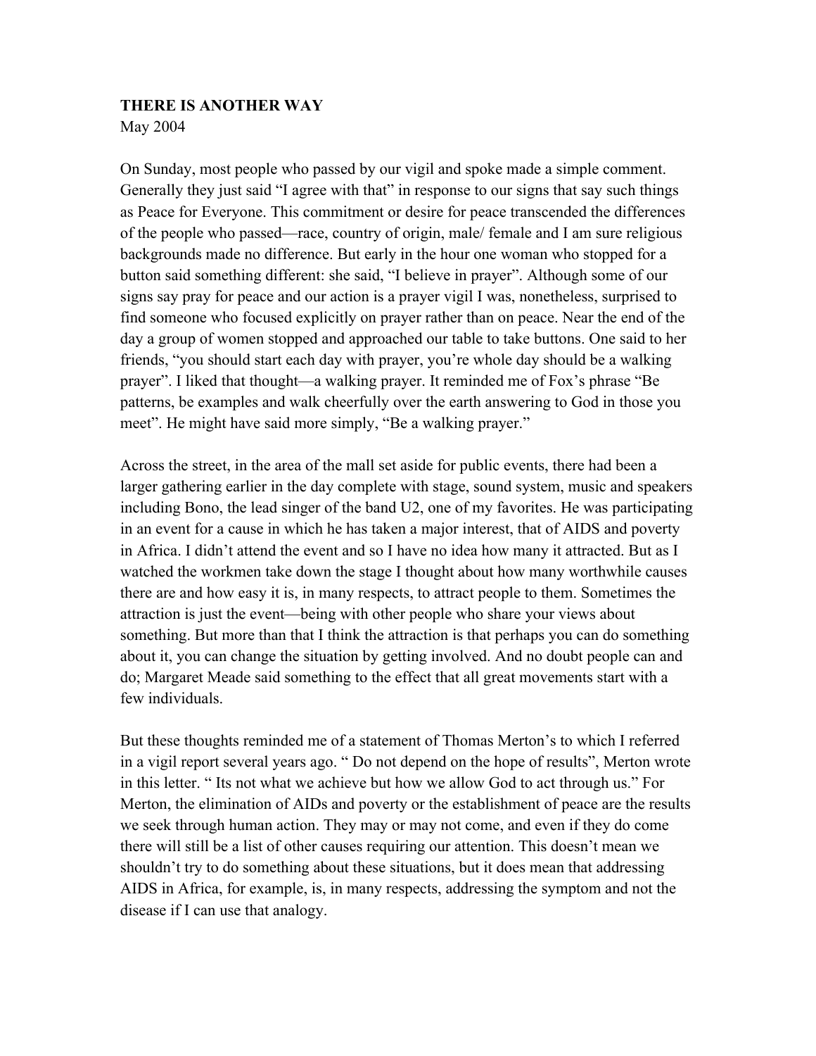**THERE IS ANOTHER WAY**
May 2004

On Sunday, most people who passed by our vigil and spoke made a simple comment. Generally they just said "I agree with that" in response to our signs that say such things as Peace for Everyone. This commitment or desire for peace transcended the differences of the people who passed—race, country of origin, male/ female and I am sure religious backgrounds made no difference. But early in the hour one woman who stopped for a button said something different: she said, "I believe in prayer". Although some of our signs say pray for peace and our action is a prayer vigil I was, nonetheless, surprised to find someone who focused explicitly on prayer rather than on peace. Near the end of the day a group of women stopped and approached our table to take buttons. One said to her friends, "you should start each day with prayer, you're whole day should be a walking prayer". I liked that thought—a walking prayer. It reminded me of Fox's phrase "Be patterns, be examples and walk cheerfully over the earth answering to God in those you meet". He might have said more simply, "Be a walking prayer."

Across the street, in the area of the mall set aside for public events, there had been a larger gathering earlier in the day complete with stage, sound system, music and speakers including Bono, the lead singer of the band U2, one of my favorites. He was participating in an event for a cause in which he has taken a major interest, that of AIDS and poverty in Africa. I didn't attend the event and so I have no idea how many it attracted. But as I watched the workmen take down the stage I thought about how many worthwhile causes there are and how easy it is, in many respects, to attract people to them. Sometimes the attraction is just the event—being with other people who share your views about something. But more than that I think the attraction is that perhaps you can do something about it, you can change the situation by getting involved. And no doubt people can and do; Margaret Meade said something to the effect that all great movements start with a few individuals.

But these thoughts reminded me of a statement of Thomas Merton's to which I referred in a vigil report several years ago. " Do not depend on the hope of results", Merton wrote in this letter. " Its not what we achieve but how we allow God to act through us." For Merton, the elimination of AIDs and poverty or the establishment of peace are the results we seek through human action. They may or may not come, and even if they do come there will still be a list of other causes requiring our attention. This doesn't mean we shouldn't try to do something about these situations, but it does mean that addressing AIDS in Africa, for example, is, in many respects, addressing the symptom and not the disease if I can use that analogy.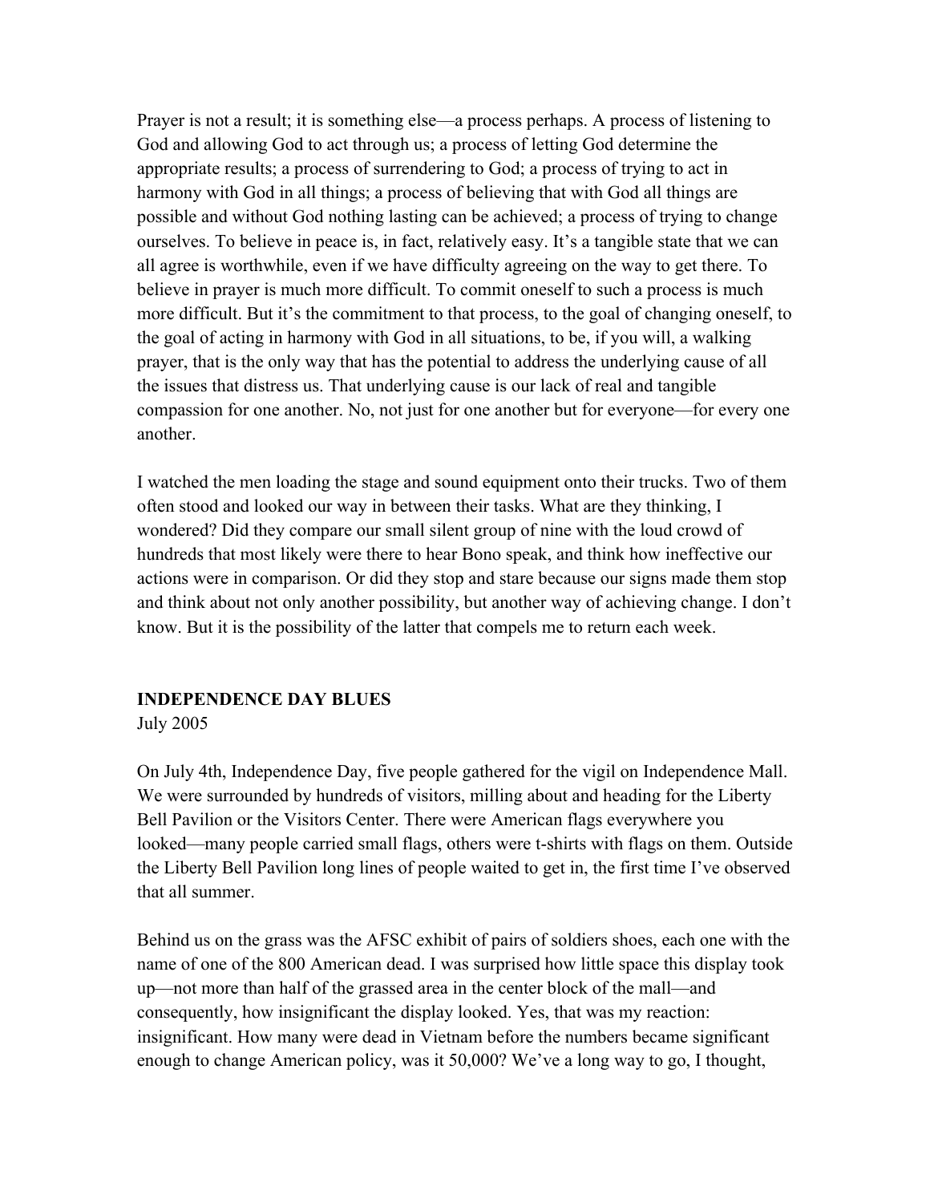Prayer is not a result; it is something else—a process perhaps. A process of listening to God and allowing God to act through us; a process of letting God determine the appropriate results; a process of surrendering to God; a process of trying to act in harmony with God in all things; a process of believing that with God all things are possible and without God nothing lasting can be achieved; a process of trying to change ourselves. To believe in peace is, in fact, relatively easy. It's a tangible state that we can all agree is worthwhile, even if we have difficulty agreeing on the way to get there. To believe in prayer is much more difficult. To commit oneself to such a process is much more difficult. But it's the commitment to that process, to the goal of changing oneself, to the goal of acting in harmony with God in all situations, to be, if you will, a walking prayer, that is the only way that has the potential to address the underlying cause of all the issues that distress us. That underlying cause is our lack of real and tangible compassion for one another. No, not just for one another but for everyone—for every one another.

I watched the men loading the stage and sound equipment onto their trucks. Two of them often stood and looked our way in between their tasks. What are they thinking, I wondered? Did they compare our small silent group of nine with the loud crowd of hundreds that most likely were there to hear Bono speak, and think how ineffective our actions were in comparison. Or did they stop and stare because our signs made them stop and think about not only another possibility, but another way of achieving change. I don't know. But it is the possibility of the latter that compels me to return each week.

**INDEPENDENCE DAY BLUES**
July 2005

On July 4th, Independence Day, five people gathered for the vigil on Independence Mall. We were surrounded by hundreds of visitors, milling about and heading for the Liberty Bell Pavilion or the Visitors Center. There were American flags everywhere you looked—many people carried small flags, others were t-shirts with flags on them. Outside the Liberty Bell Pavilion long lines of people waited to get in, the first time I've observed that all summer.

Behind us on the grass was the AFSC exhibit of pairs of soldiers shoes, each one with the name of one of the 800 American dead. I was surprised how little space this display took up—not more than half of the grassed area in the center block of the mall—and consequently, how insignificant the display looked. Yes, that was my reaction: insignificant. How many were dead in Vietnam before the numbers became significant enough to change American policy, was it 50,000? We've a long way to go, I thought,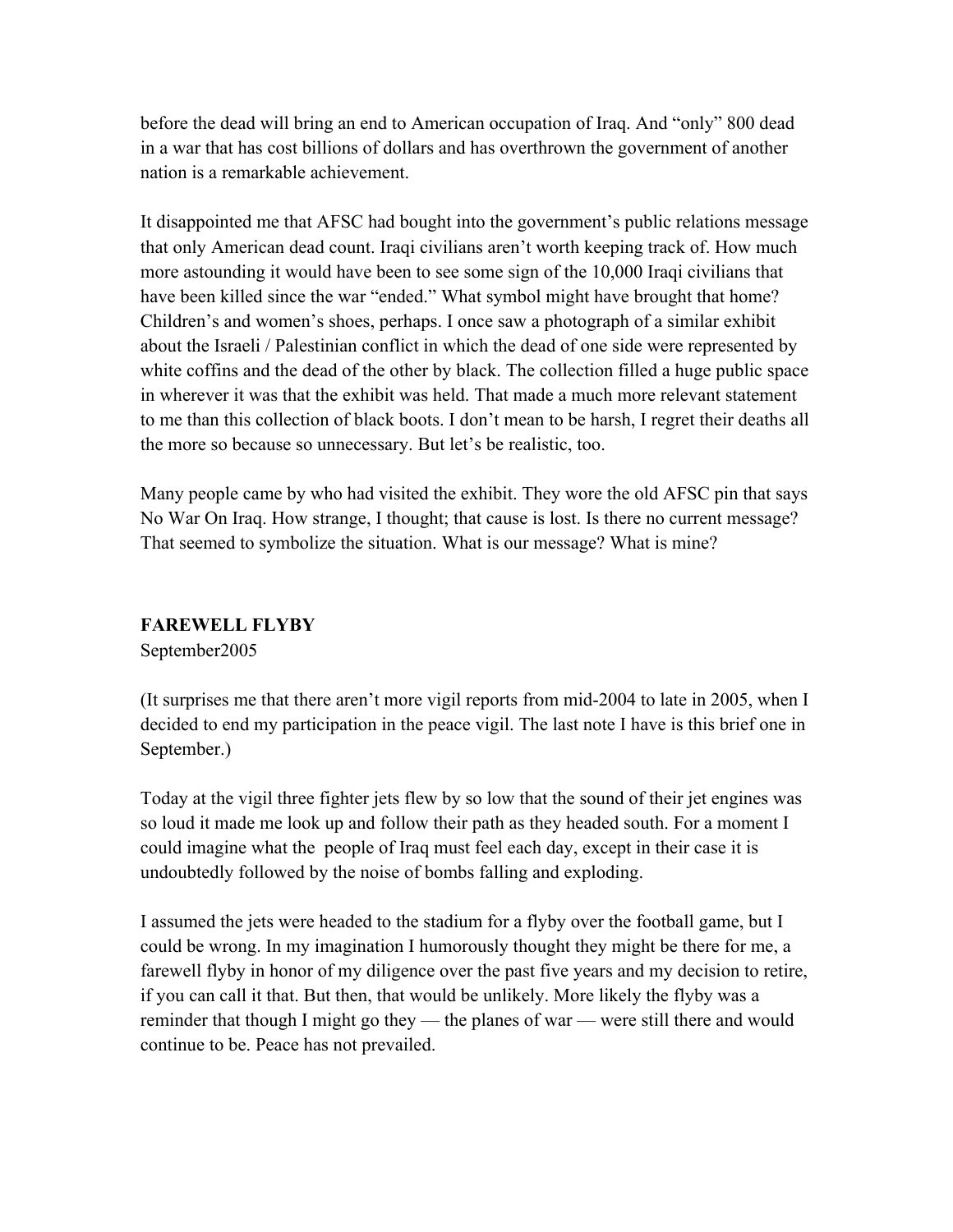before the dead will bring an end to American occupation of Iraq. And “only” 800 dead in a war that has cost billions of dollars and has overthrown the government of another nation is a remarkable achievement.

It disappointed me that AFSC had bought into the government’s public relations message that only American dead count. Iraqi civilians aren’t worth keeping track of. How much more astounding it would have been to see some sign of the 10,000 Iraqi civilians that have been killed since the war “ended.” What symbol might have brought that home? Children’s and women’s shoes, perhaps. I once saw a photograph of a similar exhibit about the Israeli / Palestinian conflict in which the dead of one side were represented by white coffins and the dead of the other by black. The collection filled a huge public space in wherever it was that the exhibit was held. That made a much more relevant statement to me than this collection of black boots. I don’t mean to be harsh, I regret their deaths all the more so because so unnecessary. But let’s be realistic, too.

Many people came by who had visited the exhibit. They wore the old AFSC pin that says No War On Iraq. How strange, I thought; that cause is lost. Is there no current message? That seemed to symbolize the situation. What is our message? What is mine?

**FAREWELL FLYBY**

September2005

(It surprises me that there aren’t more vigil reports from mid-2004 to late in 2005, when I decided to end my participation in the peace vigil. The last note I have is this brief one in September.)

Today at the vigil three fighter jets flew by so low that the sound of their jet engines was so loud it made me look up and follow their path as they headed south. For a moment I could imagine what the people of Iraq must feel each day, except in their case it is undoubtedly followed by the noise of bombs falling and exploding.

I assumed the jets were headed to the stadium for a flyby over the football game, but I could be wrong. In my imagination I humorously thought they might be there for me, a farewell flyby in honor of my diligence over the past five years and my decision to retire, if you can call it that. But then, that would be unlikely. More likely the flyby was a reminder that though I might go they — the planes of war — were still there and would continue to be. Peace has not prevailed.